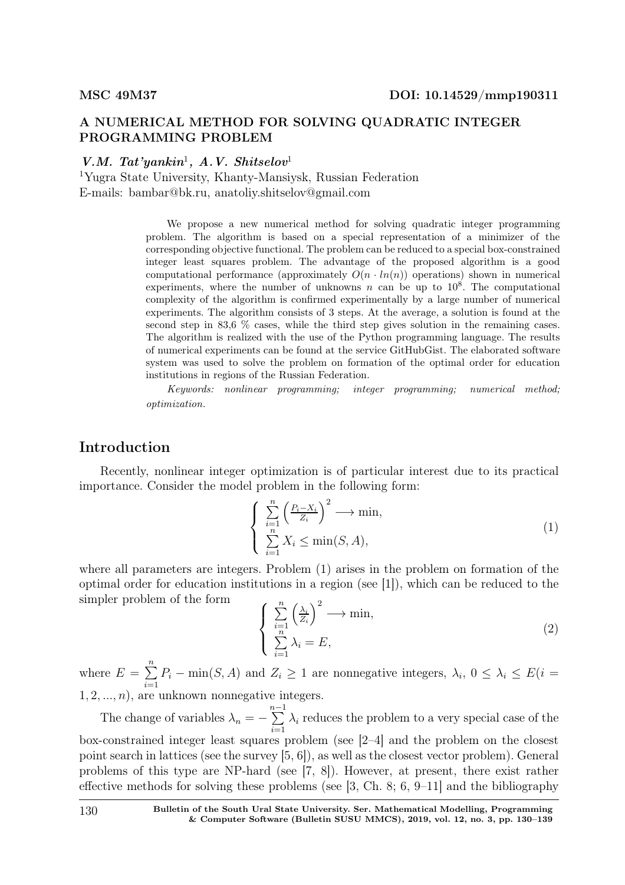MSC 49M37 DOI: 10.14529/mmp190311

# A NUMERICAL METHOD FOR SOLVING QUADRATIC INTEGER PROGRAMMING PROBLEM

***V.M. Tat'yankin*[1], *A.V. Shitselov*[1]**

[1]Yugra State University, Khanty-Mansiysk, Russian Federation
E-mails: bambar@bk.ru, anatoliy.shitselov@gmail.com

We propose a new numerical method for solving quadratic integer programming problem. The algorithm is based on a special representation of a minimizer of the corresponding objective functional. The problem can be reduced to a special box-constrained integer least squares problem. The advantage of the proposed algorithm is a good computational performance (approximately $O(n \cdot ln(n))$ operations) shown in numerical experiments, where the number of unknowns $n$ can be up to $10^8$. The computational complexity of the algorithm is confirmed experimentally by a large number of numerical experiments. The algorithm consists of 3 steps. At the average, a solution is found at the second step in 83,6 % cases, while the third step gives solution in the remaining cases. The algorithm is realized with the use of the Python programming language. The results of numerical experiments can be found at the service GitHubGist. The elaborated software system was used to solve the problem on formation of the optimal order for education institutions in regions of the Russian Federation.

*Keywords: nonlinear programming; integer programming; numerical method; optimization.*

## Introduction

Recently, nonlinear integer optimization is of particular interest due to its practical importance. Consider the model problem in the following form:

$$\begin{cases} \sum\limits_{i=1}^{n} \left(\frac{P_i - X_i}{Z_i}\right)^2 \longrightarrow \min, \\ \sum\limits_{i=1}^{n} X_i \leq \min(S, A), \end{cases} \tag{1}$$

where all parameters are integers. Problem (1) arises in the problem on formation of the optimal order for education institutions in a region (see [1]), which can be reduced to the simpler problem of the form

$$\begin{cases} \sum\limits_{i=1}^{n} \left(\frac{\lambda_i}{Z_i}\right)^2 \longrightarrow \min, \\ \sum\limits_{i=1}^{n} \lambda_i = E, \end{cases} \tag{2}$$

where $E = \sum\limits_{i=1}^{n} P_i - \min(S, A)$ and $Z_i \geq 1$ are nonnegative integers, $\lambda_i$, $0 \leq \lambda_i \leq E (i = 1, 2, ..., n)$, are unknown nonnegative integers.

The change of variables $\lambda_n = -\sum\limits_{i=1}^{n-1} \lambda_i$ reduces the problem to a very special case of the box-constrained integer least squares problem (see [2–4] and the problem on the closest point search in lattices (see the survey [5, 6]), as well as the closest vector problem). General problems of this type are NP-hard (see [7, 8]). However, at present, there exist rather effective methods for solving these problems (see [3, Ch. 8; 6, 9–11] and the bibliography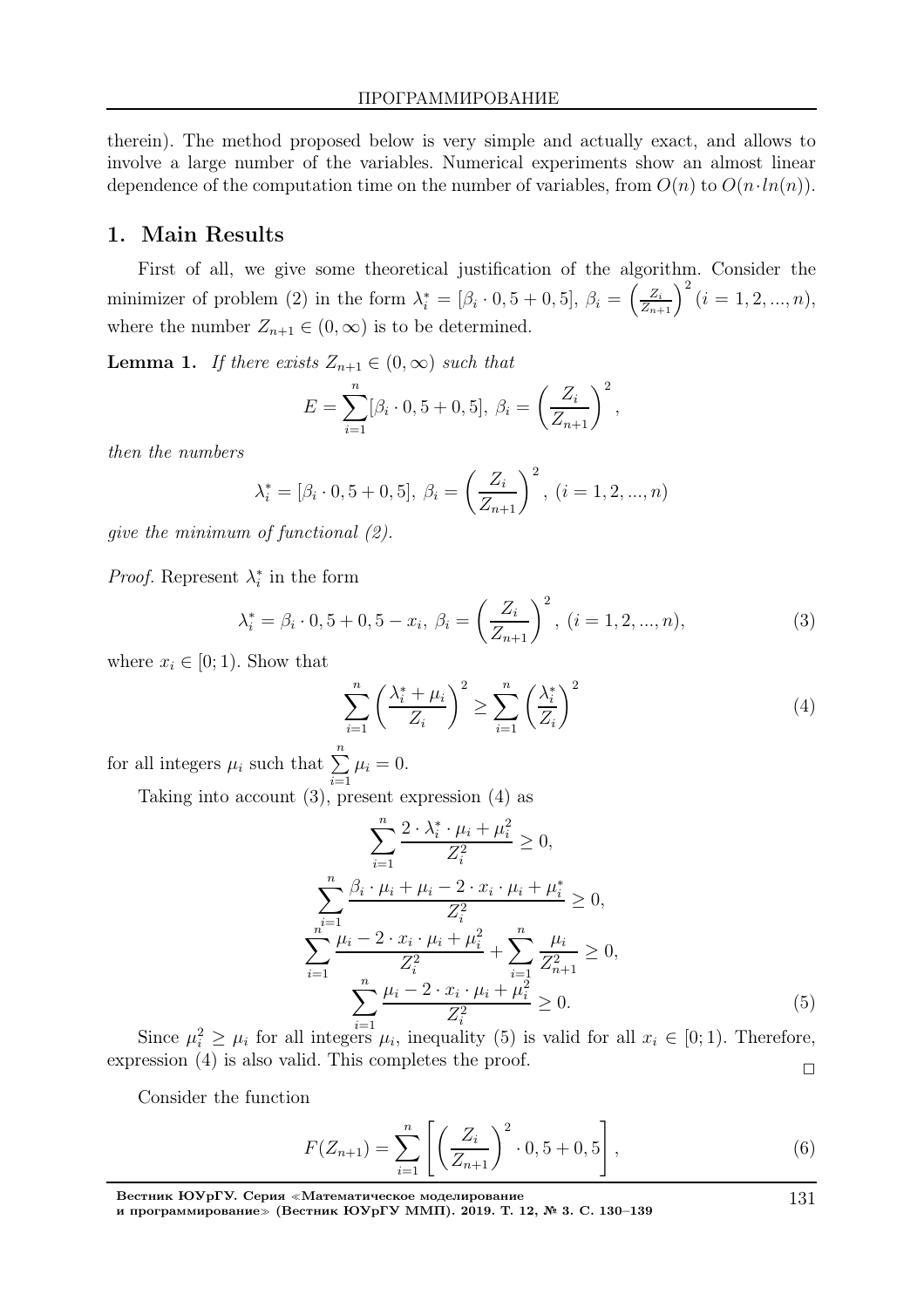therein). The method proposed below is very simple and actually exact, and allows to involve a large number of the variables. Numerical experiments show an almost linear dependence of the computation time on the number of variables, from $O(n)$ to $O(n \cdot ln(n))$.

## 1. Main Results

First of all, we give some theoretical justification of the algorithm. Consider the minimizer of problem (2) in the form $\lambda_i^* = [\beta_i \cdot 0,5 + 0,5]$, $\beta_i = \left(\frac{Z_i}{Z_{n+1}}\right)^2$ $(i = 1, 2, ..., n)$, where the number $Z_{n+1} \in (0, \infty)$ is to be determined.

**Lemma 1.** *If there exists $Z_{n+1} \in (0, \infty)$ such that*

$$E = \sum_{i=1}^{n} [\beta_i \cdot 0,5 + 0,5],\ \beta_i = \left(\frac{Z_i}{Z_{n+1}}\right)^2,$$

*then the numbers*

$$\lambda_i^* = [\beta_i \cdot 0,5 + 0,5],\ \beta_i = \left(\frac{Z_i}{Z_{n+1}}\right)^2,\ (i = 1, 2, ..., n)$$

*give the minimum of functional (2).*

*Proof.* Represent $\lambda_i^*$ in the form

$$\lambda_i^* = \beta_i \cdot 0,5 + 0,5 - x_i,\ \beta_i = \left(\frac{Z_i}{Z_{n+1}}\right)^2,\ (i = 1, 2, ..., n), \tag{3}$$

where $x_i \in [0; 1)$. Show that

$$\sum_{i=1}^{n} \left(\frac{\lambda_i^* + \mu_i}{Z_i}\right)^2 \geq \sum_{i=1}^{n} \left(\frac{\lambda_i^*}{Z_i}\right)^2 \tag{4}$$

for all integers $\mu_i$ such that $\sum\limits_{i=1}^{n} \mu_i = 0$.

Taking into account (3), present expression (4) as

$$\sum_{i=1}^{n} \frac{2 \cdot \lambda_i^* \cdot \mu_i + \mu_i^2}{Z_i^2} \geq 0,$$

$$\sum_{i=1}^{n} \frac{\beta_i \cdot \mu_i + \mu_i - 2 \cdot x_i \cdot \mu_i + \mu_i^*}{Z_i^2} \geq 0,$$

$$\sum_{i=1}^{n} \frac{\mu_i - 2 \cdot x_i \cdot \mu_i + \mu_i^2}{Z_i^2} + \sum_{i=1}^{n} \frac{\mu_i}{Z_{n+1}^2} \geq 0,$$

$$\sum_{i=1}^{n} \frac{\mu_i - 2 \cdot x_i \cdot \mu_i + \mu_i^2}{Z_i^2} \geq 0. \tag{5}$$

Since $\mu_i^2 \geq \mu_i$ for all integers $\mu_i$, inequality (5) is valid for all $x_i \in [0; 1)$. Therefore, expression (4) is also valid. This completes the proof. □

Consider the function

$$F(Z_{n+1}) = \sum_{i=1}^{n} \left[\left(\frac{Z_i}{Z_{n+1}}\right)^2 \cdot 0,5 + 0,5\right], \tag{6}$$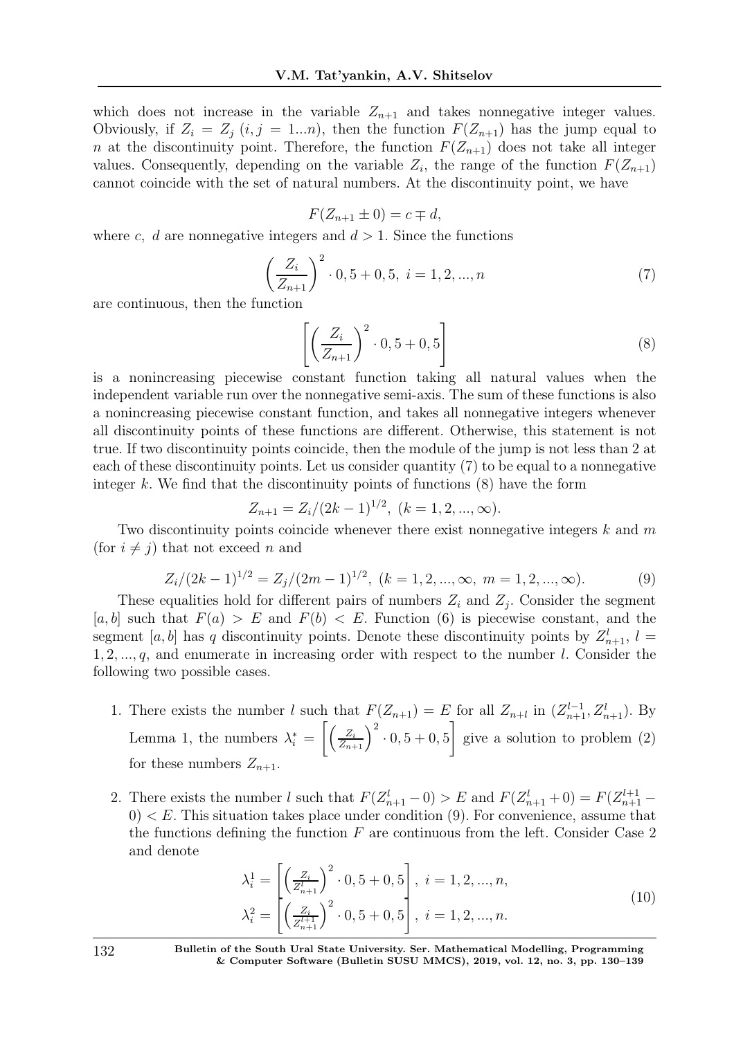which does not increase in the variable $Z_{n+1}$ and takes nonnegative integer values. Obviously, if $Z_i = Z_j$ $(i,j = 1...n)$, then the function $F(Z_{n+1})$ has the jump equal to $n$ at the discontinuity point. Therefore, the function $F(Z_{n+1})$ does not take all integer values. Consequently, depending on the variable $Z_i$, the range of the function $F(Z_{n+1})$ cannot coincide with the set of natural numbers. At the discontinuity point, we have

$$F(Z_{n+1} \pm 0) = c \mp d,$$

where $c$, $d$ are nonnegative integers and $d > 1$. Since the functions

$$\left(\frac{Z_i}{Z_{n+1}}\right)^2 \cdot 0,5 + 0,5, \; i = 1,2,...,n \tag{7}$$

are continuous, then the function

$$\left[\left(\frac{Z_i}{Z_{n+1}}\right)^2 \cdot 0,5 + 0,5\right] \tag{8}$$

is a nonincreasing piecewise constant function taking all natural values when the independent variable run over the nonnegative semi-axis. The sum of these functions is also a nonincreasing piecewise constant function, and takes all nonnegative integers whenever all discontinuity points of these functions are different. Otherwise, this statement is not true. If two discontinuity points coincide, then the module of the jump is not less than 2 at each of these discontinuity points. Let us consider quantity (7) to be equal to a nonnegative integer $k$. We find that the discontinuity points of functions (8) have the form

$$Z_{n+1} = Z_i/(2k-1)^{1/2}, \; (k = 1,2,...,\infty).$$

Two discontinuity points coincide whenever there exist nonnegative integers $k$ and $m$ (for $i \neq j$) that not exceed $n$ and

$$Z_i/(2k-1)^{1/2} = Z_j/(2m-1)^{1/2}, \; (k = 1,2,...,\infty, \; m = 1,2,...,\infty). \tag{9}$$

These equalities hold for different pairs of numbers $Z_i$ and $Z_j$. Consider the segment $[a,b]$ such that $F(a) > E$ and $F(b) < E$. Function (6) is piecewise constant, and the segment $[a,b]$ has $q$ discontinuity points. Denote these discontinuity points by $Z^l_{n+1}$, $l = 1,2,...,q$, and enumerate in increasing order with respect to the number $l$. Consider the following two possible cases.

1. There exists the number $l$ such that $F(Z_{n+1}) = E$ for all $Z_{n+l}$ in $(Z^{l-1}_{n+1}, Z^l_{n+1})$. By Lemma 1, the numbers $\lambda^*_i = \left[\left(\frac{Z_i}{Z_{n+1}}\right)^2 \cdot 0,5 + 0,5\right]$ give a solution to problem (2) for these numbers $Z_{n+1}$.

2. There exists the number $l$ such that $F(Z^l_{n+1} - 0) > E$ and $F(Z^l_{n+1} + 0) = F(Z^{l+1}_{n+1} - 0) < E$. This situation takes place under condition (9). For convenience, assume that the functions defining the function $F$ are continuous from the left. Consider Case 2 and denote

$$\begin{aligned} \lambda^1_i &= \left[\left(\frac{Z_i}{Z^l_{n+1}}\right)^2 \cdot 0,5 + 0,5\right], \; i = 1,2,...,n, \\ \lambda^2_i &= \left[\left(\frac{Z_i}{Z^{l+1}_{n+1}}\right)^2 \cdot 0,5 + 0,5\right], \; i = 1,2,...,n. \end{aligned} \tag{10}$$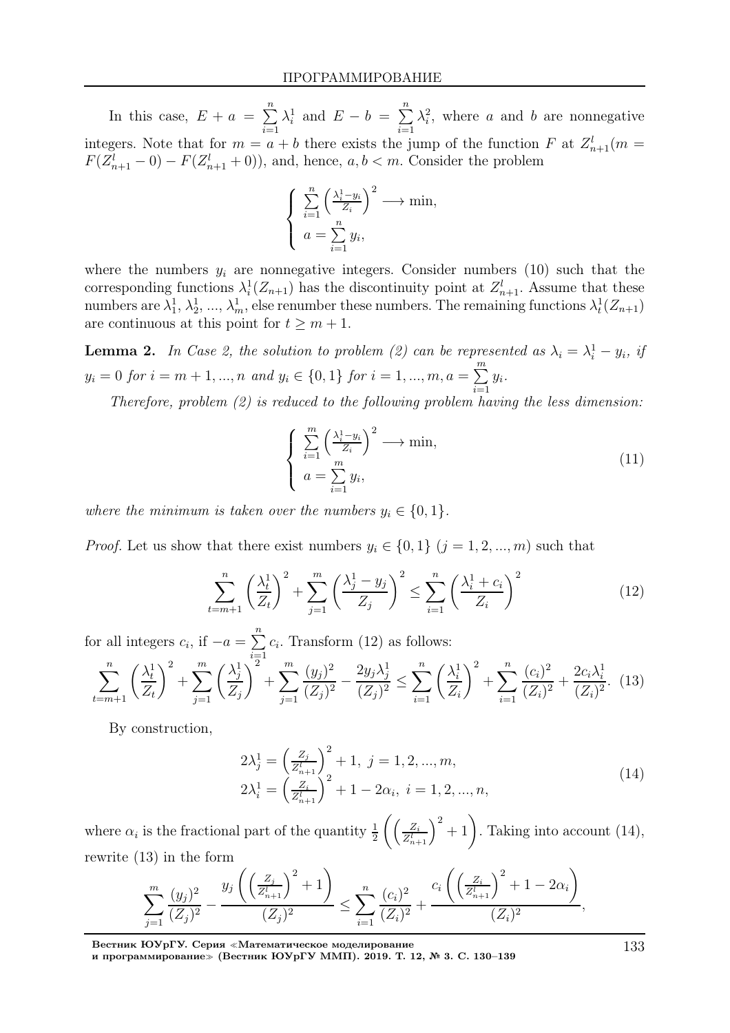In this case, $E + a = \sum\limits_{i=1}^{n} \lambda_i^1$ and $E - b = \sum\limits_{i=1}^{n} \lambda_i^2$, where $a$ and $b$ are nonnegative integers. Note that for $m = a + b$ there exists the jump of the function $F$ at $Z_{n+1}^l (m = F(Z_{n+1}^l - 0) - F(Z_{n+1}^l + 0))$, and, hence, $a, b < m$. Consider the problem

$$\left\{ \begin{array}{l} \sum\limits_{i=1}^{n} \left( \frac{\lambda_i^1 - y_i}{Z_i} \right)^2 \longrightarrow \min, \\ a = \sum\limits_{i=1}^{n} y_i, \end{array} \right.$$

where the numbers $y_i$ are nonnegative integers. Consider numbers (10) such that the corresponding functions $\lambda_i^1(Z_{n+1})$ has the discontinuity point at $Z_{n+1}^l$. Assume that these numbers are $\lambda_1^1, \lambda_2^1, ..., \lambda_m^1$, else renumber these numbers. The remaining functions $\lambda_t^1(Z_{n+1})$ are continuous at this point for $t \geq m+1$.

**Lemma 2.** *In Case 2, the solution to problem (2) can be represented as $\lambda_i = \lambda_i^1 - y_i$, if $y_i = 0$ for $i = m+1, ..., n$ and $y_i \in \{0, 1\}$ for $i = 1, ..., m, a = \sum\limits_{i=1}^{m} y_i$.*

*Therefore, problem (2) is reduced to the following problem having the less dimension:*

$$\left\{ \begin{array}{l} \sum\limits_{i=1}^{m} \left( \frac{\lambda_i^1 - y_i}{Z_i} \right)^2 \longrightarrow \min, \\ a = \sum\limits_{i=1}^{m} y_i, \end{array} \right. \tag{11}$$

*where the minimum is taken over the numbers $y_i \in \{0, 1\}$.*

*Proof.* Let us show that there exist numbers $y_i \in \{0, 1\}$ $(j = 1, 2, ..., m)$ such that

$$\sum_{t=m+1}^{n} \left( \frac{\lambda_t^1}{Z_t} \right)^2 + \sum_{j=1}^{m} \left( \frac{\lambda_j^1 - y_j}{Z_j} \right)^2 \leq \sum_{i=1}^{n} \left( \frac{\lambda_i^1 + c_i}{Z_i} \right)^2 \tag{12}$$

for all integers $c_i$, if $-a = \sum\limits_{i=1}^{n} c_i$. Transform (12) as follows:

$$\sum_{t=m+1}^{n} \left( \frac{\lambda_t^1}{Z_t} \right)^2 + \sum_{j=1}^{m} \left( \frac{\lambda_j^1}{Z_j} \right)^2 + \sum_{j=1}^{m} \frac{(y_j)^2}{(Z_j)^2} - \frac{2y_j\lambda_j^1}{(Z_j)^2} \leq \sum_{i=1}^{n} \left( \frac{\lambda_i^1}{Z_i} \right)^2 + \sum_{i=1}^{n} \frac{(c_i)^2}{(Z_i)^2} + \frac{2c_i\lambda_i^1}{(Z_i)^2}. \tag{13}$$

By construction,

$$\begin{array}{l} 2\lambda_j^1 = \left( \frac{Z_j}{Z_{n+1}^l} \right)^2 + 1, \ j = 1, 2, ..., m, \\ 2\lambda_i^1 = \left( \frac{Z_i}{Z_{n+1}^l} \right)^2 + 1 - 2\alpha_i, \ i = 1, 2, ..., n, \end{array} \tag{14}$$

where $\alpha_i$ is the fractional part of the quantity $\frac{1}{2} \left( \left( \frac{Z_i}{Z_{n+1}^l} \right)^2 + 1 \right)$. Taking into account (14), rewrite (13) in the form

$$\sum_{j=1}^{m} \frac{(y_j)^2}{(Z_j)^2} - \frac{y_j \left( \left( \frac{Z_j}{Z_{n+1}^l} \right)^2 + 1 \right)}{(Z_j)^2} \leq \sum_{i=1}^{n} \frac{(c_i)^2}{(Z_i)^2} + \frac{c_i \left( \left( \frac{Z_i}{Z_{n+1}^l} \right)^2 + 1 - 2\alpha_i \right)}{(Z_i)^2},$$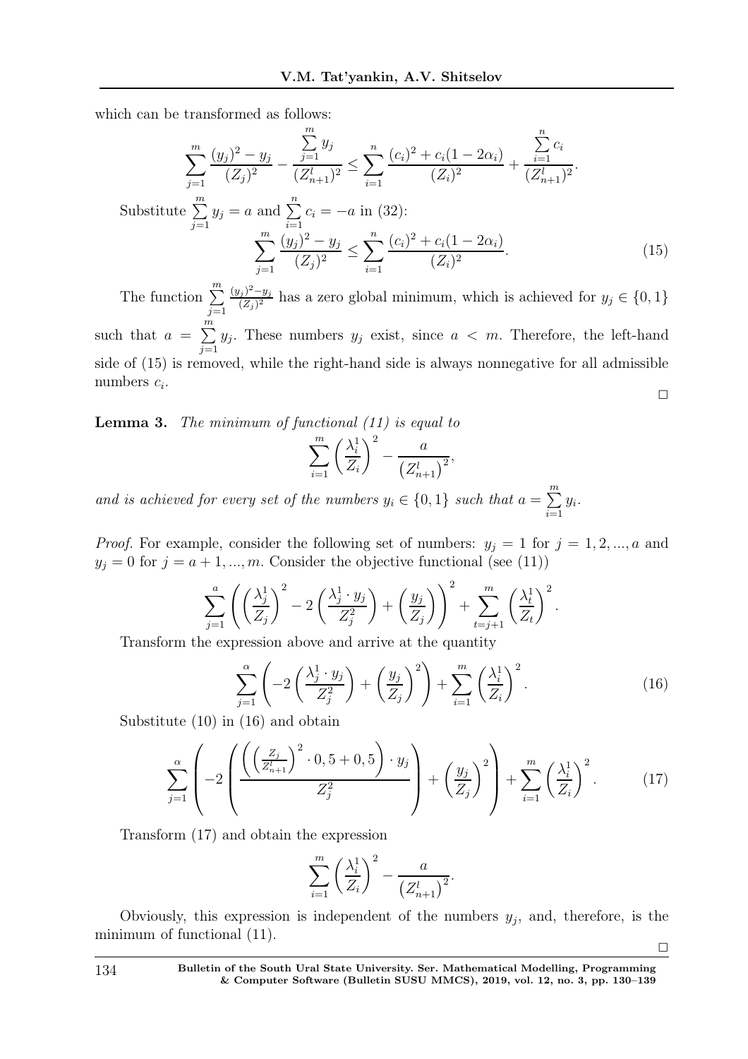which can be transformed as follows:

$$\sum_{j=1}^{m} \frac{(y_j)^2 - y_j}{(Z_j)^2} - \frac{\sum_{j=1}^{m} y_j}{(Z_{n+1}^l)^2} \leq \sum_{i=1}^{n} \frac{(c_i)^2 + c_i(1-2\alpha_i)}{(Z_i)^2} + \frac{\sum_{i=1}^{n} c_i}{(Z_{n+1}^l)^2}.$$

Substitute $\sum_{j=1}^{m} y_j = a$ and $\sum_{i=1}^{n} c_i = -a$ in (32):

$$\sum_{j=1}^{m} \frac{(y_j)^2 - y_j}{(Z_j)^2} \leq \sum_{i=1}^{n} \frac{(c_i)^2 + c_i(1-2\alpha_i)}{(Z_i)^2}. \tag{15}$$

The function $\sum_{j=1}^{m} \frac{(y_j)^2 - y_j}{(Z_j)^2}$ has a zero global minimum, which is achieved for $y_j \in \{0,1\}$ such that $a = \sum_{j=1}^{m} y_j$. These numbers $y_j$ exist, since $a < m$. Therefore, the left-hand side of (15) is removed, while the right-hand side is always nonnegative for all admissible numbers $c_i$.

□

**Lemma 3.** *The minimum of functional (11) is equal to*

$$\sum_{i=1}^{m} \left(\frac{\lambda_i^1}{Z_i}\right)^2 - \frac{a}{\left(Z_{n+1}^l\right)^2},$$

*and is achieved for every set of the numbers $y_i \in \{0,1\}$ such that $a = \sum_{i=1}^{m} y_i$.*

*Proof.* For example, consider the following set of numbers: $y_j = 1$ for $j = 1, 2, ..., a$ and $y_j = 0$ for $j = a+1, ..., m$. Consider the objective functional (see (11))

$$\sum_{j=1}^{a} \left( \left(\frac{\lambda_j^1}{Z_j}\right)^2 - 2\left(\frac{\lambda_j^1 \cdot y_j}{Z_j^2}\right) + \left(\frac{y_j}{Z_j}\right) \right)^2 + \sum_{t=j+1}^{m} \left(\frac{\lambda_t^1}{Z_t}\right)^2.$$

Transform the expression above and arrive at the quantity

$$\sum_{j=1}^{\alpha} \left( -2\left(\frac{\lambda_j^1 \cdot y_j}{Z_j^2}\right) + \left(\frac{y_j}{Z_j}\right)^2 \right) + \sum_{i=1}^{m} \left(\frac{\lambda_i^1}{Z_i}\right)^2. \tag{16}$$

Substitute (10) in (16) and obtain

$$\sum_{j=1}^{\alpha} \left( -2\left( \frac{\left(\left(\frac{Z_j}{Z_{n+1}^l}\right)^2 \cdot 0,5 + 0,5\right) \cdot y_j}{Z_j^2} \right) + \left(\frac{y_j}{Z_j}\right)^2 \right) + \sum_{i=1}^{m} \left(\frac{\lambda_i^1}{Z_i}\right)^2. \tag{17}$$

Transform (17) and obtain the expression

$$\sum_{i=1}^{m} \left(\frac{\lambda_i^1}{Z_i}\right)^2 - \frac{a}{\left(Z_{n+1}^l\right)^2}.$$

Obviously, this expression is independent of the numbers $y_j$, and, therefore, is the minimum of functional (11).

□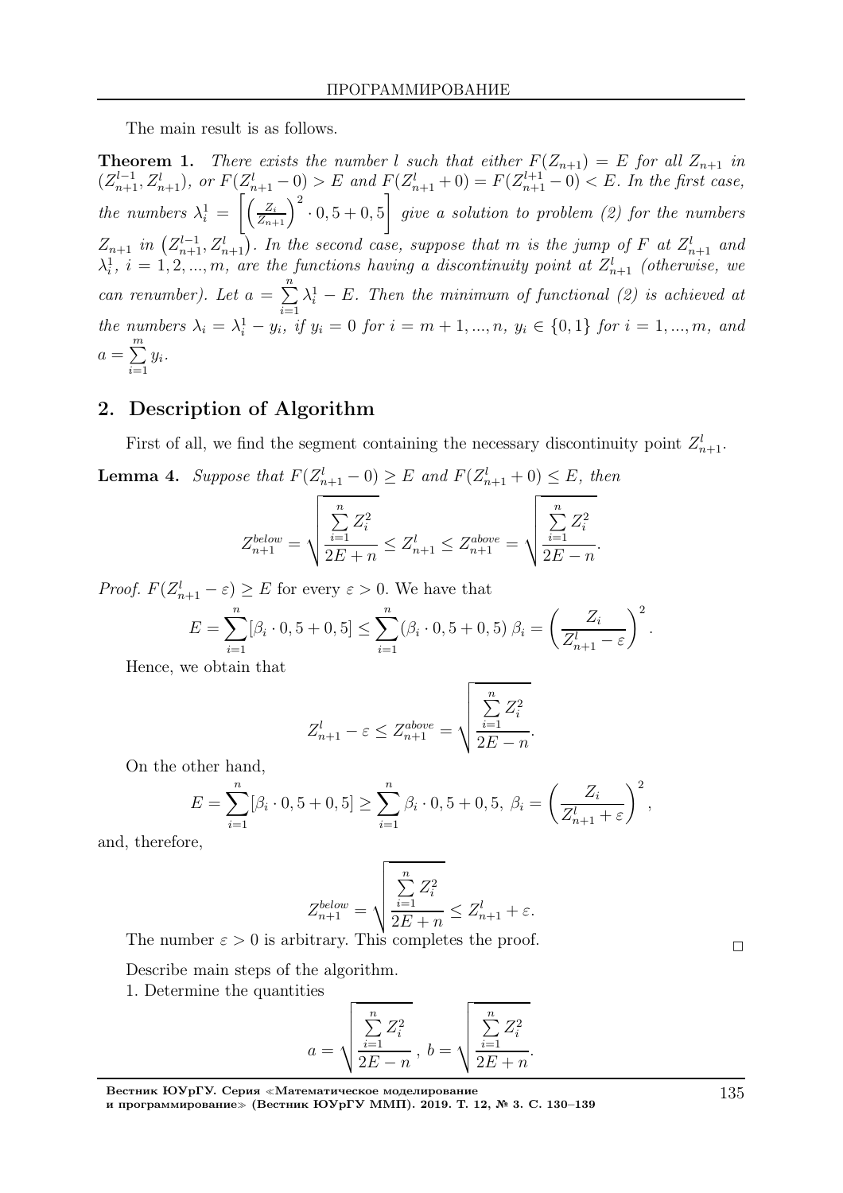The main result is as follows.

**Theorem 1.** *There exists the number $l$ such that either $F(Z_{n+1}) = E$ for all $Z_{n+1}$ in $(Z_{n+1}^{l-1}, Z_{n+1}^{l})$, or $F(Z_{n+1}^{l} - 0) > E$ and $F(Z_{n+1}^{l} + 0) = F(Z_{n+1}^{l+1} - 0) < E$. In the first case, the numbers $\lambda_i^1 = \left[\left(\frac{Z_i}{Z_{n+1}}\right)^2 \cdot 0,5 + 0,5\right]$ give a solution to problem (2) for the numbers $Z_{n+1}$ in $\left(Z_{n+1}^{l-1}, Z_{n+1}^{l}\right)$. In the second case, suppose that $m$ is the jump of $F$ at $Z_{n+1}^{l}$ and $\lambda_i^1$, $i = 1, 2, ..., m$, are the functions having a discontinuity point at $Z_{n+1}^{l}$ (otherwise, we can renumber). Let $a = \sum\limits_{i=1}^{n} \lambda_i^1 - E$. Then the minimum of functional (2) is achieved at the numbers $\lambda_i = \lambda_i^1 - y_i$, if $y_i = 0$ for $i = m+1, ..., n$, $y_i \in \{0, 1\}$ for $i = 1, ..., m$, and $a = \sum\limits_{i=1}^{m} y_i$.*

## 2. Description of Algorithm

First of all, we find the segment containing the necessary discontinuity point $Z_{n+1}^{l}$.

**Lemma 4.** *Suppose that $F(Z_{n+1}^{l} - 0) \geq E$ and $F(Z_{n+1}^{l} + 0) \leq E$, then*

$$Z_{n+1}^{below} = \sqrt{\frac{\sum\limits_{i=1}^{n} Z_i^2}{2E + n}} \leq Z_{n+1}^{l} \leq Z_{n+1}^{above} = \sqrt{\frac{\sum\limits_{i=1}^{n} Z_i^2}{2E - n}}.$$

*Proof.* $F(Z_{n+1}^{l} - \varepsilon) \geq E$ for every $\varepsilon > 0$. We have that

$$E = \sum_{i=1}^{n} [\beta_i \cdot 0,5 + 0,5] \leq \sum_{i=1}^{n} (\beta_i \cdot 0,5 + 0,5) \; \beta_i = \left(\frac{Z_i}{Z_{n+1}^{l} - \varepsilon}\right)^2.$$

Hence, we obtain that

$$Z_{n+1}^{l} - \varepsilon \leq Z_{n+1}^{above} = \sqrt{\frac{\sum\limits_{i=1}^{n} Z_i^2}{2E - n}}.$$

On the other hand,

$$E = \sum_{i=1}^{n} [\beta_i \cdot 0,5 + 0,5] \geq \sum_{i=1}^{n} \beta_i \cdot 0,5 + 0,5, \; \beta_i = \left(\frac{Z_i}{Z_{n+1}^{l} + \varepsilon}\right)^2,$$

and, therefore,

$$Z_{n+1}^{below} = \sqrt{\frac{\sum\limits_{i=1}^{n} Z_i^2}{2E + n}} \leq Z_{n+1}^{l} + \varepsilon.$$

The number $\varepsilon > 0$ is arbitrary. This completes the proof. □

Describe main steps of the algorithm.

1. Determine the quantities

$$a = \sqrt{\frac{\sum\limits_{i=1}^{n} Z_i^2}{2E - n}}, \; b = \sqrt{\frac{\sum\limits_{i=1}^{n} Z_i^2}{2E + n}}.$$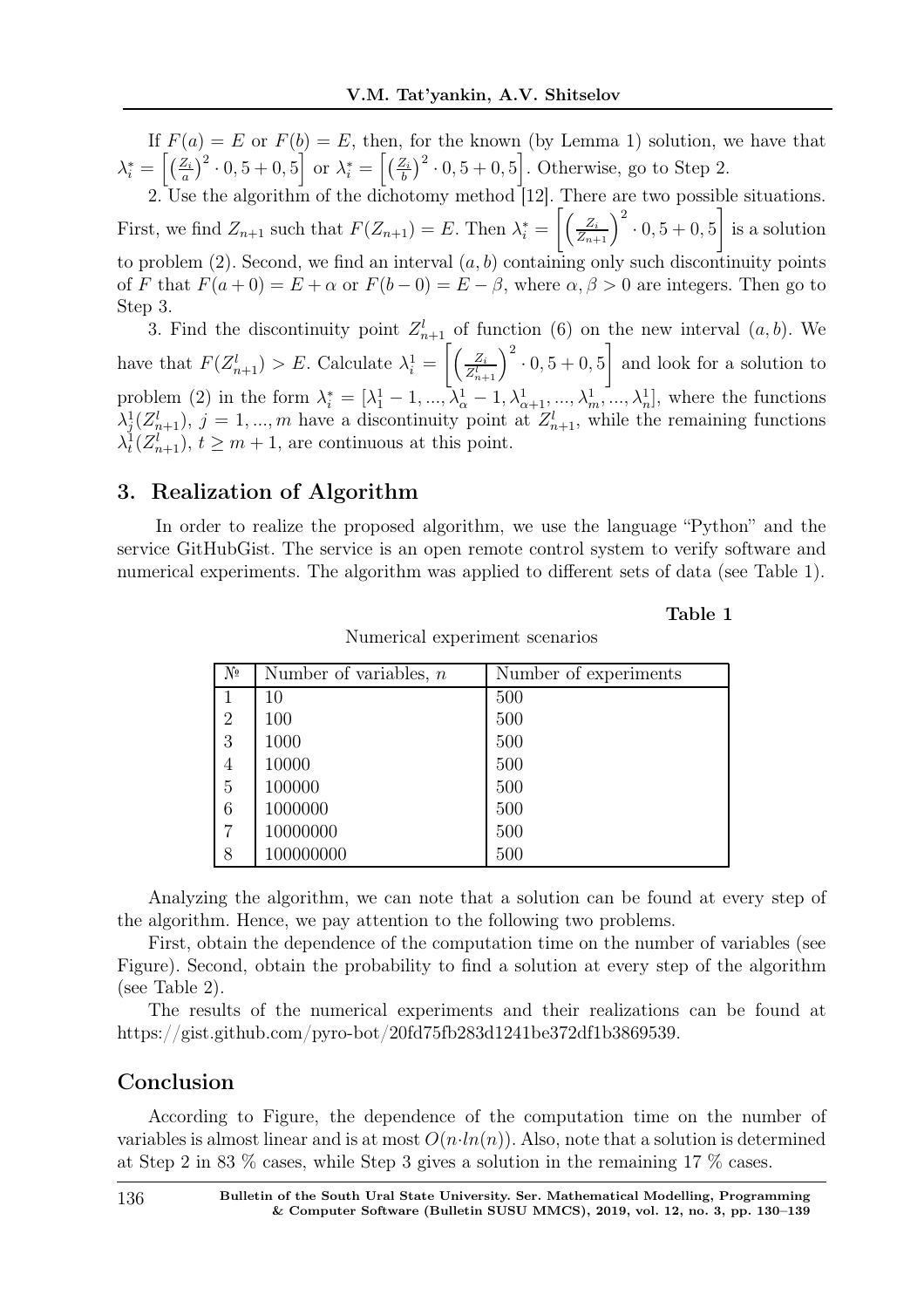If $F(a) = E$ or $F(b) = E$, then, for the known (by Lemma 1) solution, we have that $\lambda_i^* = \left[\left(\frac{Z_i}{a}\right)^2 \cdot 0,5 + 0,5\right]$ or $\lambda_i^* = \left[\left(\frac{Z_i}{b}\right)^2 \cdot 0,5 + 0,5\right]$. Otherwise, go to Step 2.

2. Use the algorithm of the dichotomy method [12]. There are two possible situations. First, we find $Z_{n+1}$ such that $F(Z_{n+1}) = E$. Then $\lambda_i^* = \left[\left(\frac{Z_i}{Z_{n+1}}\right)^2 \cdot 0,5 + 0,5\right]$ is a solution to problem (2). Second, we find an interval $(a, b)$ containing only such discontinuity points of $F$ that $F(a + 0) = E + \alpha$ or $F(b - 0) = E - \beta$, where $\alpha, \beta > 0$ are integers. Then go to Step 3.

3. Find the discontinuity point $Z_{n+1}^l$ of function (6) on the new interval $(a, b)$. We have that $F(Z_{n+1}^l) > E$. Calculate $\lambda_i^1 = \left[\left(\frac{Z_i}{Z_{n+1}^l}\right)^2 \cdot 0,5 + 0,5\right]$ and look for a solution to problem (2) in the form $\lambda_i^* = [\lambda_1^1 - 1, ..., \lambda_\alpha^1 - 1, \lambda_{\alpha+1}^1, ..., \lambda_m^1, ..., \lambda_n^1]$, where the functions $\lambda_j^1(Z_{n+1}^l)$, $j = 1, ..., m$ have a discontinuity point at $Z_{n+1}^l$, while the remaining functions $\lambda_t^1(Z_{n+1}^l)$, $t \geq m + 1$, are continuous at this point.

## 3. Realization of Algorithm

In order to realize the proposed algorithm, we use the language "Python" and the service GitHubGist. The service is an open remote control system to verify software and numerical experiments. The algorithm was applied to different sets of data (see Table 1).

**Table 1**

Numerical experiment scenarios

| № | Number of variables, $n$ | Number of experiments |
|---|---|---|
| 1 | 10 | 500 |
| 2 | 100 | 500 |
| 3 | 1000 | 500 |
| 4 | 10000 | 500 |
| 5 | 100000 | 500 |
| 6 | 1000000 | 500 |
| 7 | 10000000 | 500 |
| 8 | 100000000 | 500 |

Analyzing the algorithm, we can note that a solution can be found at every step of the algorithm. Hence, we pay attention to the following two problems.

First, obtain the dependence of the computation time on the number of variables (see Figure). Second, obtain the probability to find a solution at every step of the algorithm (see Table 2).

The results of the numerical experiments and their realizations can be found at https://gist.github.com/pyro-bot/20fd75fb283d1241be372df1b3869539.

## Conclusion

According to Figure, the dependence of the computation time on the number of variables is almost linear and is at most $O(n{\cdot}ln(n))$. Also, note that a solution is determined at Step 2 in 83 % cases, while Step 3 gives a solution in the remaining 17 % cases.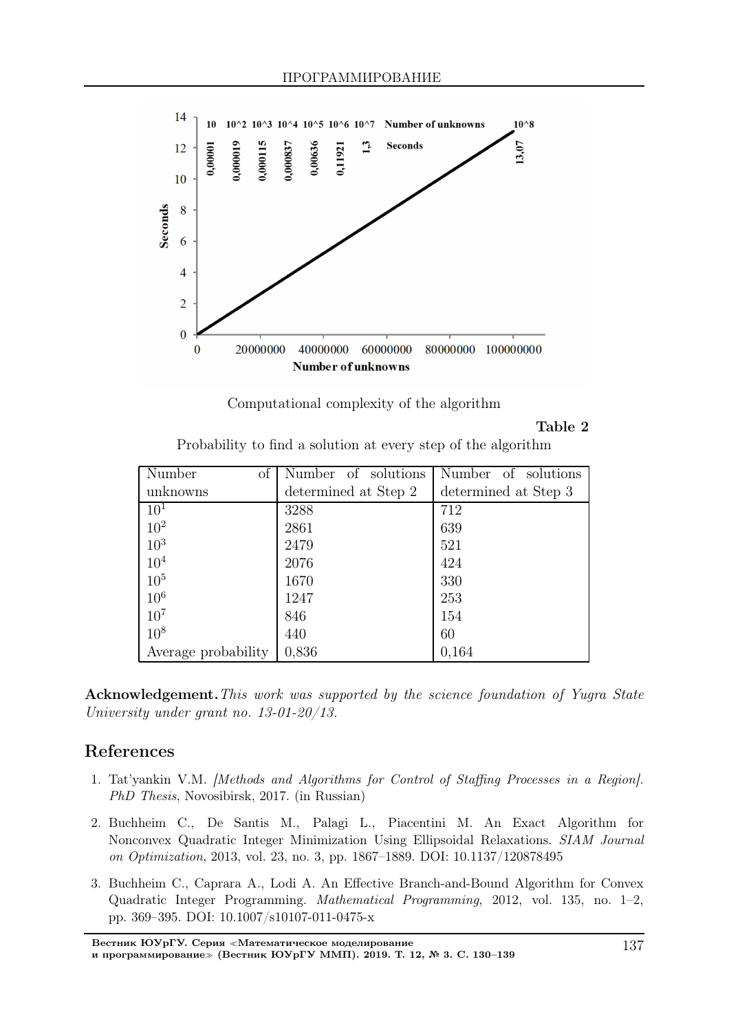Computational complexity of the algorithm

**Table 2**

Probability to find a solution at every step of the algorithm

| Number of unknowns | Number of solutions determined at Step 2 | Number of solutions determined at Step 3 |
|---|---|---|
| $10^1$ | 3288 | 712 |
| $10^2$ | 2861 | 639 |
| $10^3$ | 2479 | 521 |
| $10^4$ | 2076 | 424 |
| $10^5$ | 1670 | 330 |
| $10^6$ | 1247 | 253 |
| $10^7$ | 846 | 154 |
| $10^8$ | 440 | 60 |
| Average probability | 0,836 | 0,164 |

**Acknowledgement.** *This work was supported by the science foundation of Yugra State University under grant no. 13-01-20/13.*

## References

1. Tat'yankin V.M. *[Methods and Algorithms for Control of Staffing Processes in a Region]. PhD Thesis*, Novosibirsk, 2017. (in Russian)

2. Buchheim C., De Santis M., Palagi L., Piacentini M. An Exact Algorithm for Nonconvex Quadratic Integer Minimization Using Ellipsoidal Relaxations. *SIAM Journal on Optimization*, 2013, vol. 23, no. 3, pp. 1867–1889. DOI: 10.1137/120878495

3. Buchheim C., Caprara A., Lodi A. An Effective Branch-and-Bound Algorithm for Convex Quadratic Integer Programming. *Mathematical Programming*, 2012, vol. 135, no. 1–2, pp. 369–395. DOI: 10.1007/s10107-011-0475-x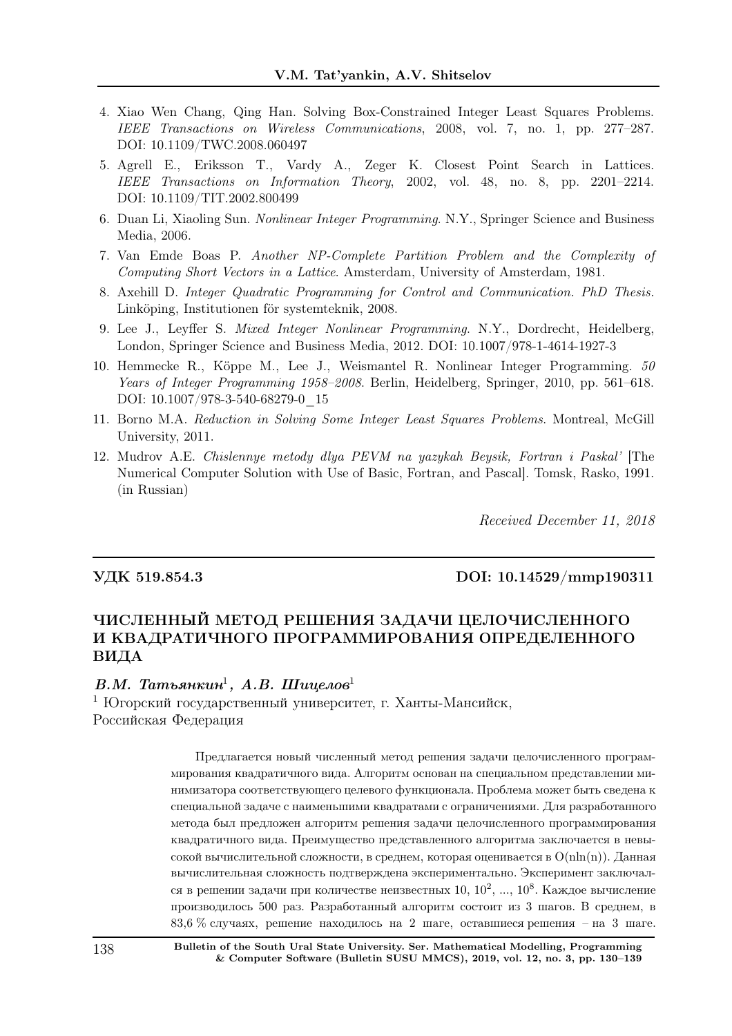4. Xiao Wen Chang, Qing Han. Solving Box-Constrained Integer Least Squares Problems. *IEEE Transactions on Wireless Communications*, 2008, vol. 7, no. 1, pp. 277–287. DOI: 10.1109/TWC.2008.060497

5. Agrell E., Eriksson T., Vardy A., Zeger K. Closest Point Search in Lattices. *IEEE Transactions on Information Theory*, 2002, vol. 48, no. 8, pp. 2201–2214. DOI: 10.1109/TIT.2002.800499

6. Duan Li, Xiaoling Sun. *Nonlinear Integer Programming*. N.Y., Springer Science and Business Media, 2006.

7. Van Emde Boas P. *Another NP-Complete Partition Problem and the Complexity of Computing Short Vectors in a Lattice*. Amsterdam, University of Amsterdam, 1981.

8. Axehill D. *Integer Quadratic Programming for Control and Communication. PhD Thesis*. Linköping, Institutionen för systemteknik, 2008.

9. Lee J., Leyffer S. *Mixed Integer Nonlinear Programming*. N.Y., Dordrecht, Heidelberg, London, Springer Science and Business Media, 2012. DOI: 10.1007/978-1-4614-1927-3

10. Hemmecke R., Köppe M., Lee J., Weismantel R. Nonlinear Integer Programming. *50 Years of Integer Programming 1958–2008*. Berlin, Heidelberg, Springer, 2010, pp. 561–618. DOI: 10.1007/978-3-540-68279-0_15

11. Borno M.A. *Reduction in Solving Some Integer Least Squares Problems*. Montreal, McGill University, 2011.

12. Mudrov A.E. *Chislennye metody dlya PEVM na yazykah Beysik, Fortran i Paskal'* [The Numerical Computer Solution with Use of Basic, Fortran, and Pascal]. Tomsk, Rasko, 1991. (in Russian)

*Received December 11, 2018*

---

**УДК 519.854.3** **DOI: 10.14529/mmp190311**

## ЧИСЛЕННЫЙ МЕТОД РЕШЕНИЯ ЗАДАЧИ ЦЕЛОЧИСЛЕННОГО И КВАДРАТИЧНОГО ПРОГРАММИРОВАНИЯ ОПРЕДЕЛЕННОГО ВИДА

***В.М. Татьянкин*[1], *А.В. Шицелов*[1]**

[1] Югорский государственный университет, г. Ханты-Мансийск, Российская Федерация

Предлагается новый численный метод решения задачи целочисленного программирования квадратичного вида. Алгоритм основан на специальном представлении минимизатора соответствующего целевого функционала. Проблема может быть сведена к специальной задаче с наименьшими квадратами с ограничениями. Для разработанного метода был предложен алгоритм решения задачи целочисленного программирования квадратичного вида. Преимущество представленного алгоритма заключается в невысокой вычислительной сложности, в среднем, которая оценивается в O(nln(n)). Данная вычислительная сложность подтверждена экспериментально. Эксперимент заключался в решении задачи при количестве неизвестных 10, $10^2$, ..., $10^8$. Каждое вычисление производилось 500 раз. Разработанный алгоритм состоит из 3 шагов. В среднем, в 83,6 % случаях, решение находилось на 2 шаге, оставшиеся решения – на 3 шаге.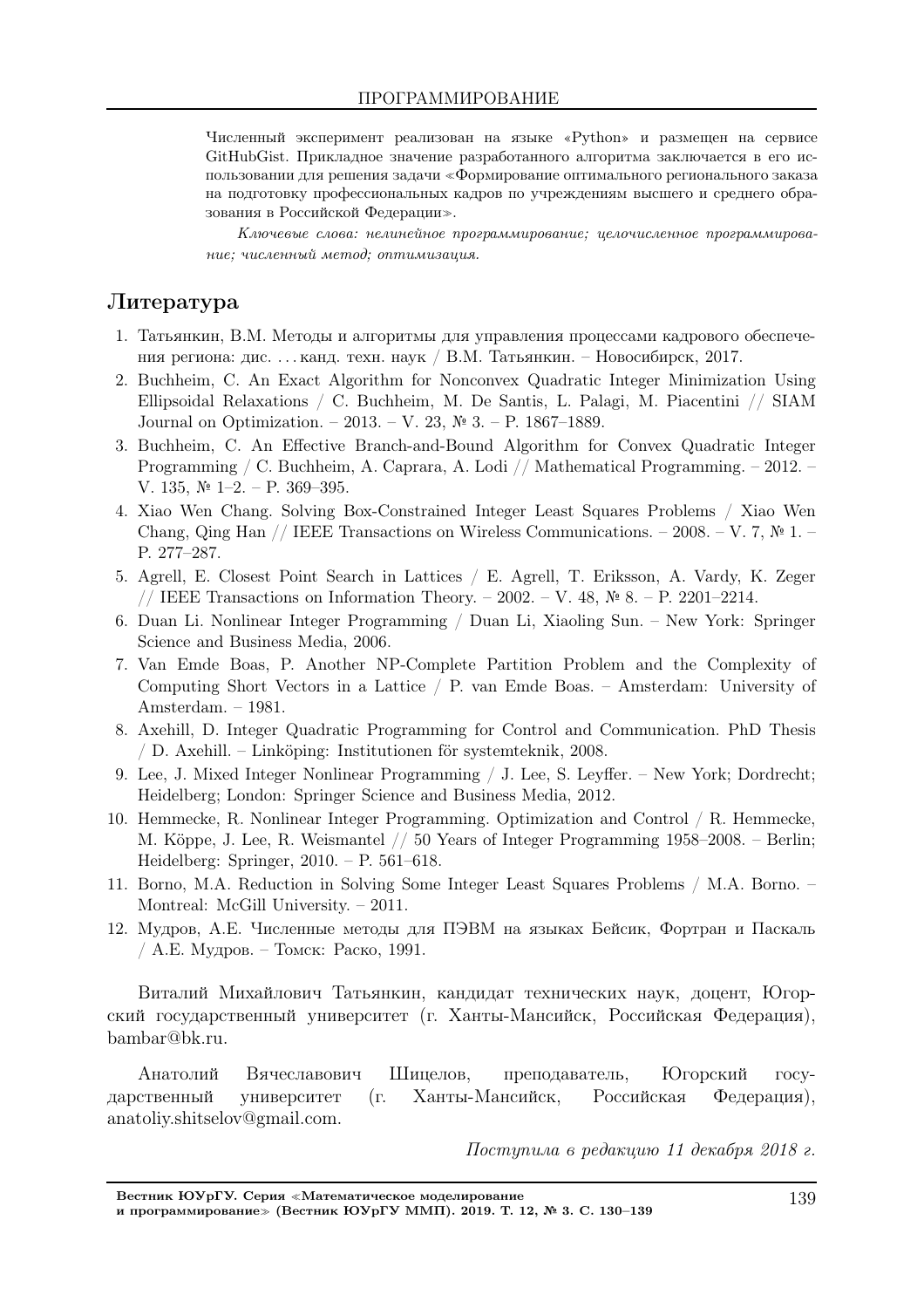Численный эксперимент реализован на языке «Python» и размещен на сервисе GitHubGist. Прикладное значение разработанного алгоритма заключается в его использовании для решения задачи «Формирование оптимального регионального заказа на подготовку профессиональных кадров по учреждениям высшего и среднего образования в Российской Федерации».

*Ключевые слова: нелинейное программирование; целочисленное программирование; численный метод; оптимизация.*

## Литература

1. Татьянкин, В.М. Методы и алгоритмы для управления процессами кадрового обеспечения региона: дис. ... канд. техн. наук / В.М. Татьянкин. – Новосибирск, 2017.
2. Buchheim, C. An Exact Algorithm for Nonconvex Quadratic Integer Minimization Using Ellipsoidal Relaxations / C. Buchheim, M. De Santis, L. Palagi, M. Piacentini // SIAM Journal on Optimization. – 2013. – V. 23, № 3. – P. 1867–1889.
3. Buchheim, C. An Effective Branch-and-Bound Algorithm for Convex Quadratic Integer Programming / C. Buchheim, A. Caprara, A. Lodi // Mathematical Programming. – 2012. – V. 135, № 1–2. – P. 369–395.
4. Xiao Wen Chang. Solving Box-Constrained Integer Least Squares Problems / Xiao Wen Chang, Qing Han // IEEE Transactions on Wireless Communications. – 2008. – V. 7, № 1. – P. 277–287.
5. Agrell, E. Closest Point Search in Lattices / E. Agrell, T. Eriksson, A. Vardy, K. Zeger // IEEE Transactions on Information Theory. – 2002. – V. 48, № 8. – P. 2201–2214.
6. Duan Li. Nonlinear Integer Programming / Duan Li, Xiaoling Sun. – New York: Springer Science and Business Media, 2006.
7. Van Emde Boas, P. Another NP-Complete Partition Problem and the Complexity of Computing Short Vectors in a Lattice / P. van Emde Boas. – Amsterdam: University of Amsterdam. – 1981.
8. Axehill, D. Integer Quadratic Programming for Control and Communication. PhD Thesis / D. Axehill. – Linköping: Institutionen för systemteknik, 2008.
9. Lee, J. Mixed Integer Nonlinear Programming / J. Lee, S. Leyffer. – New York; Dordrecht; Heidelberg; London: Springer Science and Business Media, 2012.
10. Hemmecke, R. Nonlinear Integer Programming. Optimization and Control / R. Hemmecke, M. Köppe, J. Lee, R. Weismantel // 50 Years of Integer Programming 1958–2008. – Berlin; Heidelberg: Springer, 2010. – P. 561–618.
11. Borno, M.A. Reduction in Solving Some Integer Least Squares Problems / M.A. Borno. – Montreal: McGill University. – 2011.
12. Мудров, А.Е. Численные методы для ПЭВМ на языках Бейсик, Фортран и Паскаль / А.Е. Мудров. – Томск: Раско, 1991.

Виталий Михайлович Татьянкин, кандидат технических наук, доцент, Югорский государственный университет (г. Ханты-Мансийск, Российская Федерация), bambar@bk.ru.

Анатолий Вячеславович Шицелов, преподаватель, Югорский государственный университет (г. Ханты-Мансийск, Российская Федерация), anatoliy.shitselov@gmail.com.

*Поступила в редакцию 11 декабря 2018 г.*